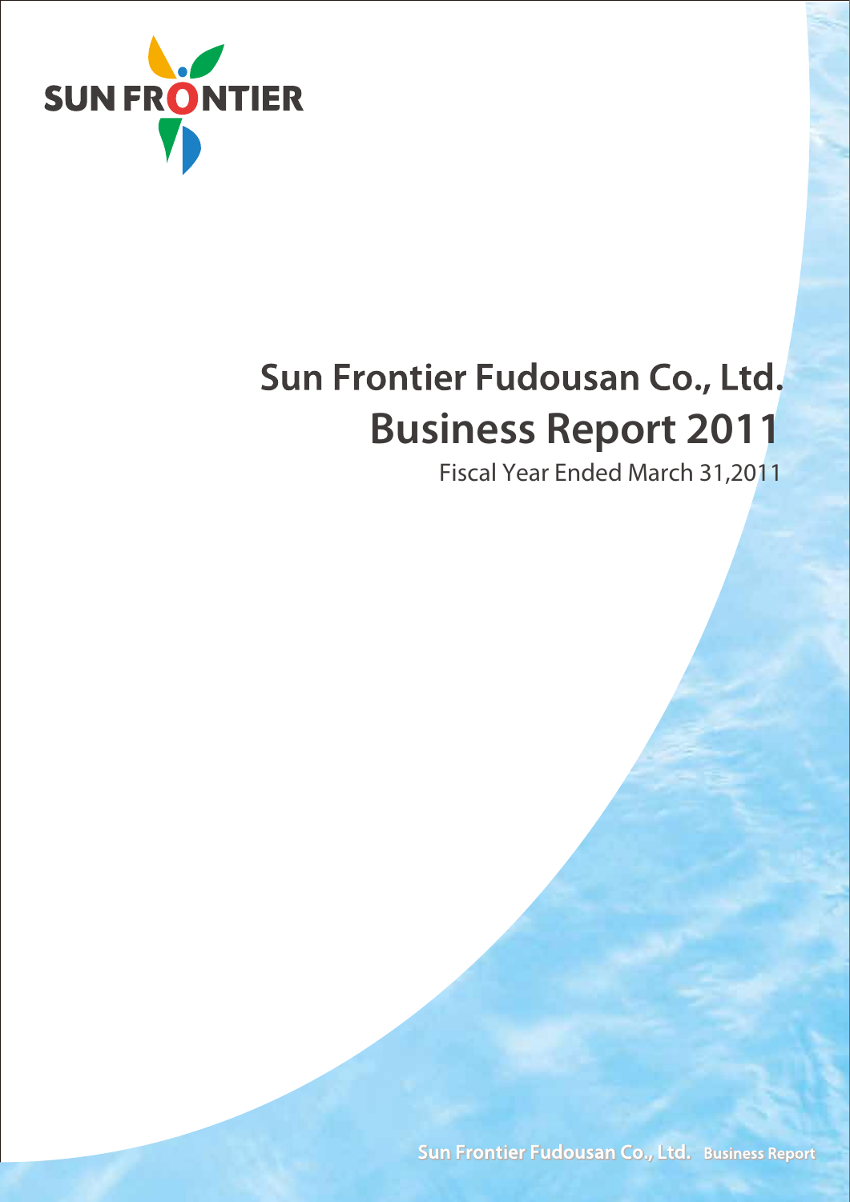SUN FRONTIER

# Sun Frontier Fudousan Co., Ltd.

# Business Report 2011

Fiscal Year Ended March 31,2011

Sun Frontier Fudousan Co., Ltd. Business Report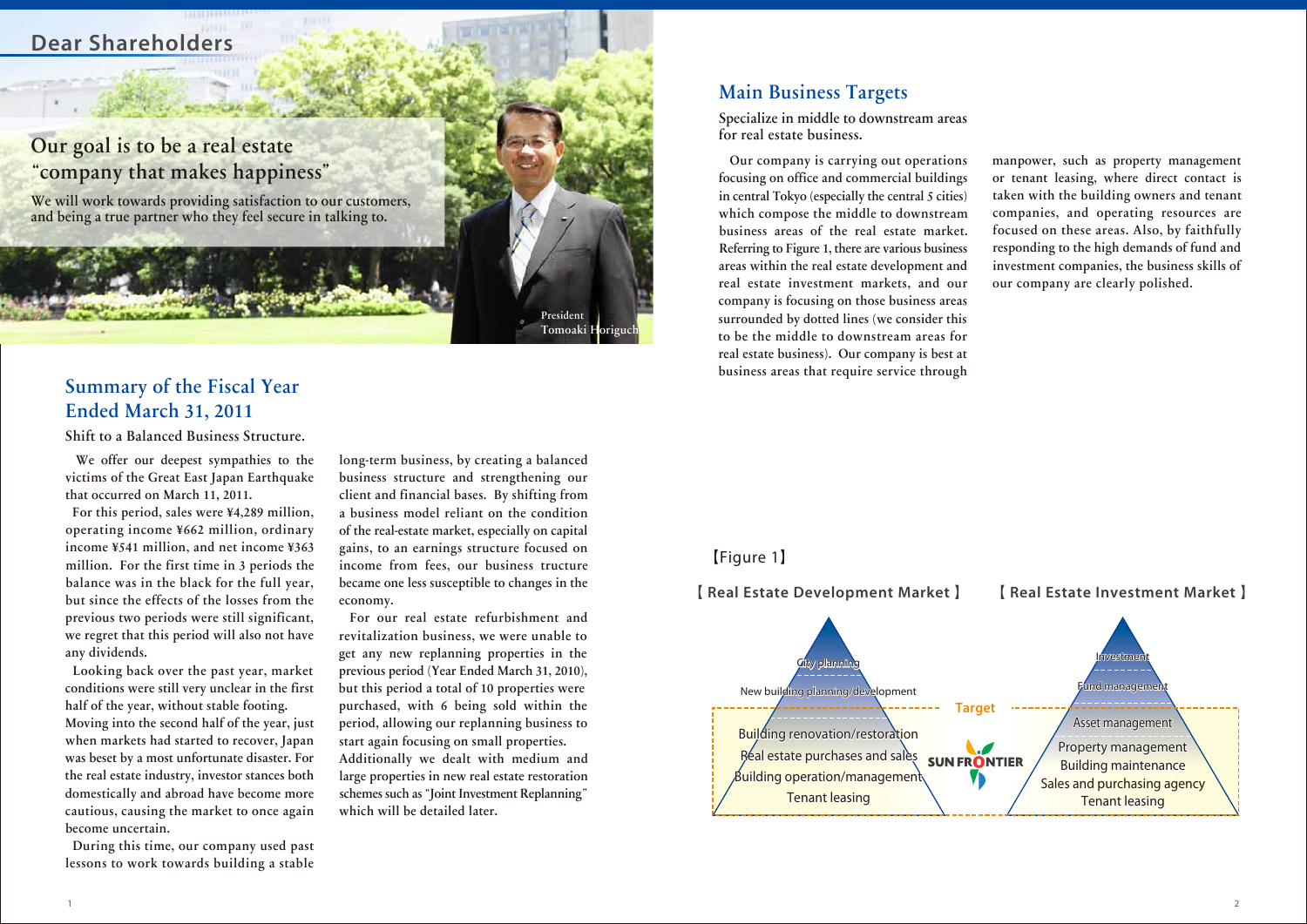## Dear Shareholders

# Our goal is to be a real estate "company that makes happiness"

We will work towards providing satisfaction to our customers, and being a true partner who they feel secure in talking to.

President
Tomoaki Horiguchi

## Summary of the Fiscal Year Ended March 31, 2011

### Shift to a Balanced Business Structure.

We offer our deepest sympathies to the victims of the Great East Japan Earthquake that occurred on March 11, 2011.

For this period, sales were ¥4,289 million, operating income ¥662 million, ordinary income ¥541 million, and net income ¥363 million. For the first time in 3 periods the balance was in the black for the full year, but since the effects of the losses from the previous two periods were still significant, we regret that this period will also not have any dividends.

Looking back over the past year, market conditions were still very unclear in the first half of the year, without stable footing. Moving into the second half of the year, just when markets had started to recover, Japan was beset by a most unfortunate disaster. For the real estate industry, investor stances both domestically and abroad have become more cautious, causing the market to once again become uncertain.

During this time, our company used past lessons to work towards building a stable long-term business, by creating a balanced business structure and strengthening our client and financial bases. By shifting from a business model reliant on the condition of the real-estate market, especially on capital gains, to an earnings structure focused on income from fees, our business tructure became one less susceptible to changes in the economy.

For our real estate refurbishment and revitalization business, we were unable to get any new replanning properties in the previous period (Year Ended March 31, 2010), but this period a total of 10 properties were purchased, with 6 being sold within the period, allowing our replanning business to start again focusing on small properties. Additionally we dealt with medium and large properties in new real estate restoration schemes such as "Joint Investment Replanning" which will be detailed later.

## Main Business Targets

### Specialize in middle to downstream areas for real estate business.

Our company is carrying out operations focusing on office and commercial buildings in central Tokyo (especially the central 5 cities) which compose the middle to downstream business areas of the real estate market. Referring to Figure 1, there are various business areas within the real estate development and real estate investment markets, and our company is focusing on those business areas surrounded by dotted lines (we consider this to be the middle to downstream areas for real estate business). Our company is best at business areas that require service through manpower, such as property management or tenant leasing, where direct contact is taken with the building owners and tenant companies, and operating resources are focused on these areas. Also, by faithfully responding to the high demands of fund and investment companies, the business skills of our company are clearly polished.

【Figure 1】

【Real Estate Development Market】
- City planning
- New building planning/development
- Building renovation/restoration
- Real estate purchases and sales
- Building operation/management
- Tenant leasing

【Real Estate Investment Market】
- Investment
- Fund management
- Asset management
- Property management
- Building maintenance
- Sales and purchasing agency
- Tenant leasing

Target

SUN FRONTIER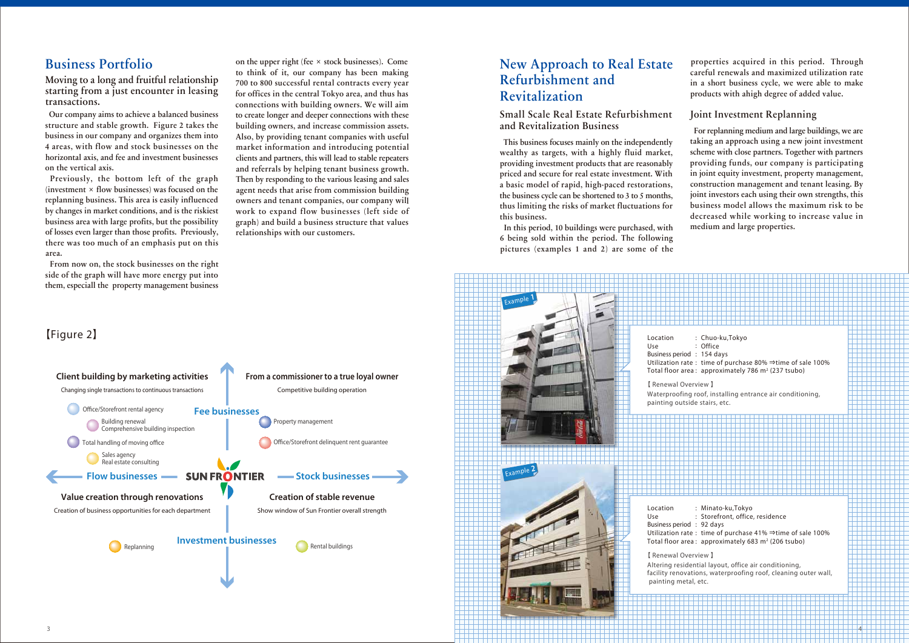# Business Portfolio

## Moving to a long and fruitful relationship starting from a just encounter in leasing transactions.

Our company aims to achieve a balanced business structure and stable growth. Figure 2 takes the business in our company and organizes them into 4 areas, with flow and stock businesses on the horizontal axis, and fee and investment businesses on the vertical axis.

Previously, the bottom left of the graph (investment × flow businesses) was focused on the replanning business. This area is easily influenced by changes in market conditions, and is the riskiest business area with large profits, but the possibility of losses even larger than those profits. Previously, there was too much of an emphasis put on this area.

From now on, the stock businesses on the right side of the graph will have more energy put into them, especiall the property management business on the upper right (fee × stock businesses). Come to think of it, our company has been making 700 to 800 successful rental contracts every year for offices in the central Tokyo area, and thus has connections with building owners. We will aim to create longer and deeper connections with these building owners, and increase commission assets. Also, by providing tenant companies with useful market information and introducing potential clients and partners, this will lead to stable repeaters and referrals by helping tenant business growth. Then by responding to the various leasing and sales agent needs that arise from commission building owners and tenant companies, our company will work to expand flow businesses (left side of graph) and build a business structure that values relationships with our customers.

【Figure 2】

**Client building by marketing activities**
Changing single transactions to continuous transactions

- Office/Storefront rental agency
- Building renewal / Comprehensive building inspection
- Total handling of moving office
- Sales agency / Real estate consulting

**From a commissioner to a true loyal owner**
Competitive building operation

- Property management
- Office/Storefront delinquent rent guarantee

**Fee businesses**

**Flow businesses** — SUN FRONTIER — **Stock businesses**

**Value creation through renovations**
Creation of business opportunities for each department

- Replanning

**Creation of stable revenue**
Show window of Sun Frontier overall strength

- Rental buildings

**Investment businesses**

# New Approach to Real Estate Refurbishment and Revitalization

## Small Scale Real Estate Refurbishment and Revitalization Business

This business focuses mainly on the independently wealthy as targets, with a highly fluid market, providing investment products that are reasonably priced and secure for real estate investment. With a basic model of rapid, high-paced restorations, the business cycle can be shortened to 3 to 5 months, thus limiting the risks of market fluctuations for this business.

In this period, 10 buildings were purchased, with 6 being sold within the period. The following pictures (examples 1 and 2) are some of the properties acquired in this period. Through careful renewals and maximized utilization rate in a short business cycle, we were able to make products with ahigh degree of added value.

## Joint Investment Replanning

For replanning medium and large buildings, we are taking an approach using a new joint investment scheme with close partners. Together with partners providing funds, our company is participating in joint equity investment, property management, construction management and tenant leasing. By joint investors each using their own strengths, this business model allows the maximum risk to be decreased while working to increase value in medium and large properties.

**Example 1**

Location : Chuo-ku,Tokyo
Use : Office
Business period : 154 days
Utilization rate : time of purchase 80% ⇒time of sale 100%
Total floor area : approximately 786 m² (237 tsubo)

【Renewal Overview】
Waterproofing roof, installing entrance air conditioning, painting outside stairs, etc.

**Example 2**

Location : Minato-ku,Tokyo
Use : Storefront, office, residence
Business period : 92 days
Utilization rate : time of purchase 41% ⇒time of sale 100%
Total floor area : approximately 683 m² (206 tsubo)

【Renewal Overview】
Altering residential layout, office air conditioning, facility renovations, waterproofing roof, cleaning outer wall, painting metal, etc.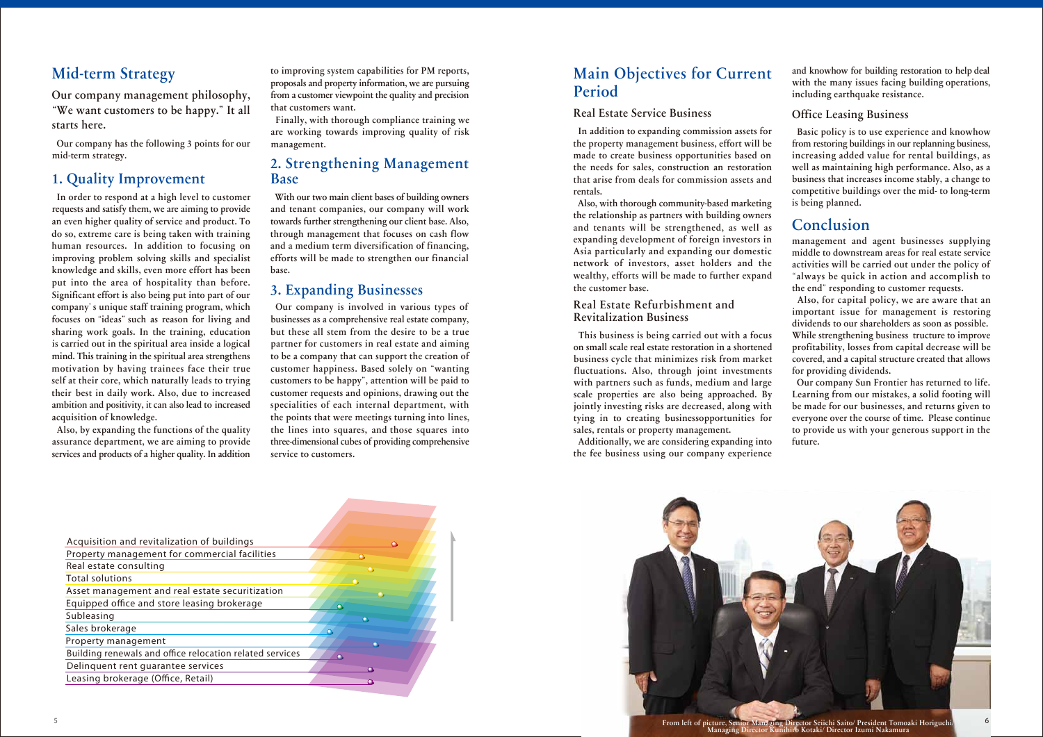## Mid-term Strategy

**Our company management philosophy, "We want customers to be happy." It all starts here.**

Our company has the following 3 points for our mid-term strategy.

### 1. Quality Improvement

In order to respond at a high level to customer requests and satisfy them, we are aiming to provide an even higher quality of service and product. To do so, extreme care is being taken with training human resources. In addition to focusing on improving problem solving skills and specialist knowledge and skills, even more effort has been put into the area of hospitality than before. Significant effort is also being put into part of our company' s unique staff training program, which focuses on "ideas" such as reason for living and sharing work goals. In the training, education is carried out in the spiritual area inside a logical mind. This training in the spiritual area strengthens motivation by having trainees face their true self at their core, which naturally leads to trying their best in daily work. Also, due to increased ambition and positivity, it can also lead to increased acquisition of knowledge.

Also, by expanding the functions of the quality assurance department, we are aiming to provide services and products of a higher quality. In addition to improving system capabilities for PM reports, proposals and property information, we are pursuing from a customer viewpoint the quality and precision that customers want.

Finally, with thorough compliance training we are working towards improving quality of risk management.

### 2. Strengthening Management Base

With our two main client bases of building owners and tenant companies, our company will work towards further strengthening our client base. Also, through management that focuses on cash flow and a medium term diversification of financing, efforts will be made to strengthen our financial base.

### 3. Expanding Businesses

Our company is involved in various types of businesses as a comprehensive real estate company, but these all stem from the desire to be a true partner for customers in real estate and aiming to be a company that can support the creation of customer happiness. Based solely on "wanting customers to be happy", attention will be paid to customer requests and opinions, drawing out the specialities of each internal department, with the points that were meetings turning into lines, the lines into squares, and those squares into three-dimensional cubes of providing comprehensive service to customers.

- Acquisition and revitalization of buildings
- Property management for commercial facilities
- Real estate consulting
- Total solutions
- Asset management and real estate securitization
- Equipped office and store leasing brokerage
- Subleasing
- Sales brokerage
- Property management
- Building renewals and office relocation related services
- Delinquent rent guarantee services
- Leasing brokerage (Office, Retail)

## Main Objectives for Current Period

### Real Estate Service Business

In addition to expanding commission assets for the property management business, effort will be made to create business opportunities based on the needs for sales, construction an restoration that arise from deals for commission assets and rentals.

Also, with thorough community-based marketing the relationship as partners with building owners and tenants will be strengthened, as well as expanding development of foreign investors in Asia particularly and expanding our domestic network of investors, asset holders and the wealthy, efforts will be made to further expand the customer base.

### Real Estate Refurbishment and Revitalization Business

This business is being carried out with a focus on small scale real estate restoration in a shortened business cycle that minimizes risk from market fluctuations. Also, through joint investments with partners such as funds, medium and large scale properties are also being approached. By jointly investing risks are decreased, along with tying in to creating businessopportunities for sales, rentals or property management.

Additionally, we are considering expanding into the fee business using our company experience and knowhow for building restoration to help deal with the many issues facing building operations, including earthquake resistance.

### Office Leasing Business

Basic policy is to use experience and knowhow from restoring buildings in our replanning business, increasing added value for rental buildings, as well as maintaining high performance. Also, as a business that increases income stably, a change to competitive buildings over the mid- to long-term is being planned.

## Conclusion

management and agent businesses supplying middle to downstream areas for real estate service activities will be carried out under the policy of "always be quick in action and accomplish to the end" responding to customer requests.

Also, for capital policy, we are aware that an important issue for management is restoring dividends to our shareholders as soon as possible. While strengthening business tructure to improve profitability, losses from capital decrease will be covered, and a capital structure created that allows for providing dividends.

Our company Sun Frontier has returned to life. Learning from our mistakes, a solid footing will be made for our businesses, and returns given to everyone over the course of time. Please continue to provide us with your generous support in the future.

From left of picture, Senior Managing Director Seiichi Saito/ President Tomoaki Horiguchi/ Managing Director Kunihiro Kotaki/ Director Izumi Nakamura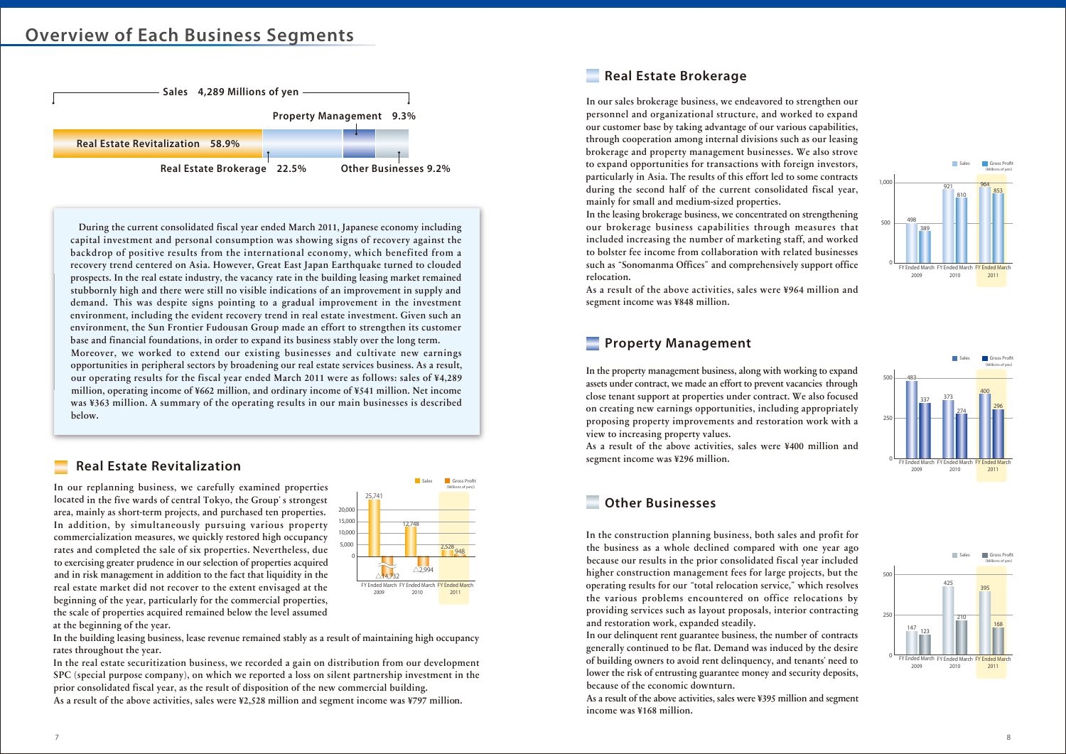# Overview of Each Business Segments

**Sales 4,289 Millions of yen**

- Real Estate Revitalization 58.9%
- Real Estate Brokerage 22.5%
- Property Management 9.3%
- Other Businesses 9.2%

During the current consolidated fiscal year ended March 2011, Japanese economy including capital investment and personal consumption was showing signs of recovery against the backdrop of positive results from the international economy, which benefited from a recovery trend centered on Asia. However, Great East Japan Earthquake turned to clouded prospects. In the real estate industry, the vacancy rate in the building leasing market remained stubbornly high and there were still no visible indications of an improvement in supply and demand. This was despite signs pointing to a gradual improvement in the investment environment, including the evident recovery trend in real estate investment. Given such an environment, the Sun Frontier Fudousan Group made an effort to strengthen its customer base and financial foundations, in order to expand its business stably over the long term.
Moreover, we worked to extend our existing businesses and cultivate new earnings opportunities in peripheral sectors by broadening our real estate services business. As a result, our operating results for the fiscal year ended March 2011 were as follows: sales of ¥4,289 million, operating income of ¥662 million, and ordinary income of ¥541 million. Net income was ¥363 million. A summary of the operating results in our main businesses is described below.

## Real Estate Revitalization

In our replanning business, we carefully examined properties located in the five wards of central Tokyo, the Group's strongest area, mainly as short-term projects, and purchased ten properties. In addition, by simultaneously pursuing various property commercialization measures, we quickly restored high occupancy rates and completed the sale of six properties. Nevertheless, due to exercising greater prudence in our selection of properties acquired and in risk management in addition to the fact that liquidity in the real estate market did not recover to the extent envisaged at the beginning of the year, particularly for the commercial properties, the scale of properties acquired remained below the level assumed at the beginning of the year.

In the building leasing business, lease revenue remained stably as a result of maintaining high occupancy rates throughout the year.

In the real estate securitization business, we recorded a gain on distribution from our development SPC (special purpose company), on which we reported a loss on silent partnership investment in the prior consolidated fiscal year, as the result of disposition of the new commercial building.

As a result of the above activities, sales were ¥2,528 million and segment income was ¥797 million.

(Millions of yen)

| | FY Ended March 2009 | FY Ended March 2010 | FY Ended March 2011 |
|---|---|---|---|
| Sales | 25,741 | 12,748 | 2,528 |
| Gross Profit | △14,732 | △2,994 | 948 |

## Real Estate Brokerage

In our sales brokerage business, we endeavored to strengthen our personnel and organizational structure, and worked to expand our customer base by taking advantage of our various capabilities, through cooperation among internal divisions such as our leasing brokerage and property management businesses. We also strove to expand opportunities for transactions with foreign investors, particularly in Asia. The results of this effort led to some contracts during the second half of the current consolidated fiscal year, mainly for small and medium-sized properties.

In the leasing brokerage business, we concentrated on strengthening our brokerage business capabilities through measures that included increasing the number of marketing staff, and worked to bolster fee income from collaboration with related businesses such as "Sonomanma Offices" and comprehensively support office relocation.

As a result of the above activities, sales were ¥964 million and segment income was ¥848 million.

(Millions of yen)

| | FY Ended March 2009 | FY Ended March 2010 | FY Ended March 2011 |
|---|---|---|---|
| Sales | 498 | 921 | 964 |
| Gross Profit | 389 | 810 | 853 |

## Property Management

In the property management business, along with working to expand assets under contract, we made an effort to prevent vacancies through close tenant support at properties under contract. We also focused on creating new earnings opportunities, including appropriately proposing property improvements and restoration work with a view to increasing property values.

As a result of the above activities, sales were ¥400 million and segment income was ¥296 million.

(Millions of yen)

| | FY Ended March 2009 | FY Ended March 2010 | FY Ended March 2011 |
|---|---|---|---|
| Sales | 483 | 373 | 400 |
| Gross Profit | 337 | 274 | 296 |

## Other Businesses

In the construction planning business, both sales and profit for the business as a whole declined compared with one year ago because our results in the prior consolidated fiscal year included higher construction management fees for large projects, but the operating results for our "total relocation service," which resolves the various problems encountered on office relocations by providing services such as layout proposals, interior contracting and restoration work, expanded steadily.

In our delinquent rent guarantee business, the number of contracts generally continued to be flat. Demand was induced by the desire of building owners to avoid rent delinquency, and tenants' need to lower the risk of entrusting guarantee money and security deposits, because of the economic downturn.

As a result of the above activities, sales were ¥395 million and segment income was ¥168 million.

(Millions of yen)

| | FY Ended March 2009 | FY Ended March 2010 | FY Ended March 2011 |
|---|---|---|---|
| Sales | 147 | 425 | 395 |
| Gross Profit | 123 | 210 | 168 |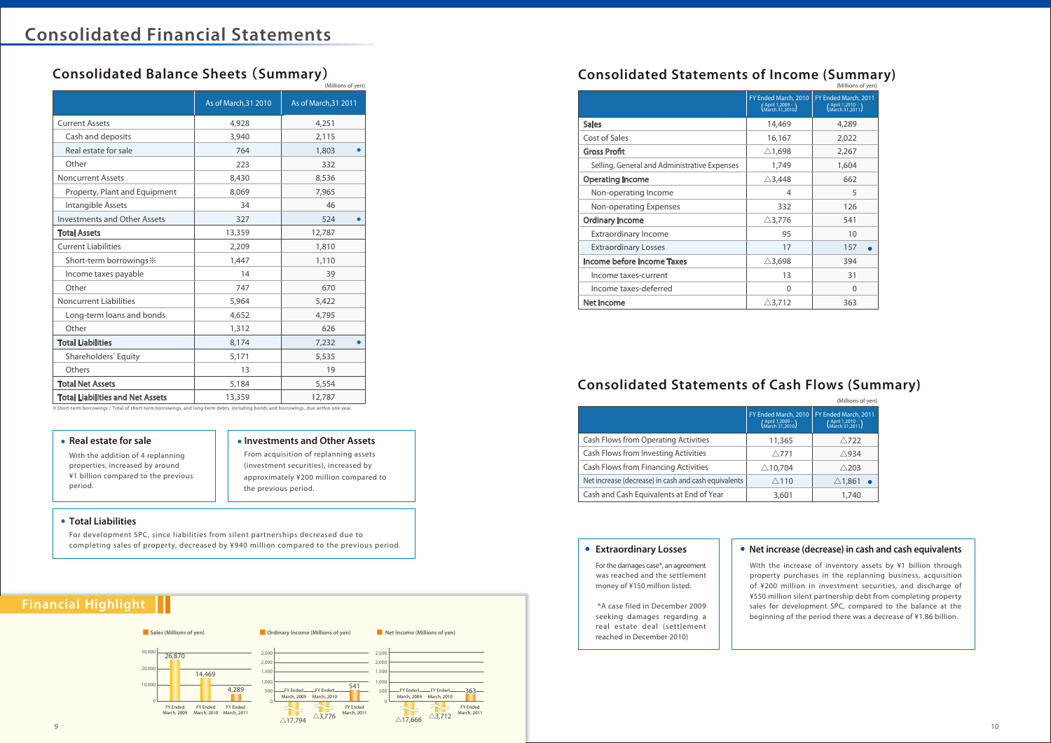# Consolidated Financial Statements

## Consolidated Balance Sheets (Summary)

(Millions of yen)

| | As of March,31 2010 | As of March,31 2011 |
|---|---|---|
| Current Assets | 4,928 | 4,251 |
| Cash and deposits | 3,940 | 2,115 |
| Real estate for sale | 764 | 1,803 ● |
| Other | 223 | 332 |
| Noncurrent Assets | 8,430 | 8,536 |
| Property, Plant and Equipment | 8,069 | 7,965 |
| Intangible Assets | 34 | 46 |
| Investments and Other Assets | 327 | 524 ● |
| **Total Assets** | 13,359 | 12,787 |
| Current Liabilities | 2,209 | 1,810 |
| Short-term borrowings※ | 1,447 | 1,110 |
| Income taxes payable | 14 | 39 |
| Other | 747 | 670 |
| Noncurrent Liabilities | 5,964 | 5,422 |
| Long-term loans and bonds | 4,652 | 4,795 |
| Other | 1,312 | 626 |
| **Total Liabilities** | 8,174 | 7,232 ● |
| Shareholders' Equity | 5,171 | 5,535 |
| Others | 13 | 19 |
| **Total Net Assets** | 5,184 | 5,554 |
| **Total Liabilities and Net Assets** | 13,359 | 12,787 |

※Short-term borrowings / Total of short-term borrowings, and long-term debts, including bonds and borrowings, due within one year.

**● Real estate for sale**

With the addition of 4 replanning properties, increased by around ¥1 billion compared to the previous period.

**● Investments and Other Assets**

From acquisition of replanning assets (investment securities), increased by approximately ¥200 million compared to the previous period.

**● Total Liabilities**

For development SPC, since liabilities from silent partnerships decreased due to completing sales of property, decreased by ¥940 million compared to the previous period.

## Consolidated Statements of Income (Summary)

(Millions of yen)

| | FY Ended March, 2010 (April 1,2009 - March 31,2010) | FY Ended March, 2011 (April 1,2010 - March 31,2011) |
|---|---|---|
| **Sales** | 14,469 | 4,289 |
| Cost of Sales | 16,167 | 2,022 |
| **Gross Profit** | △1,698 | 2,267 |
| Selling, General and Administrative Expenses | 1,749 | 1,604 |
| **Operating Income** | △3,448 | 662 |
| Non-operating Income | 4 | 5 |
| Non-operating Expenses | 332 | 126 |
| **Ordinary Income** | △3,776 | 541 |
| Extraordinary Income | 95 | 10 |
| Extraordinary Losses | 17 | 157 ● |
| **Income before Income Taxes** | △3,698 | 394 |
| Income taxes-current | 13 | 31 |
| Income taxes-deferred | 0 | 0 |
| **Net Income** | △3,712 | 363 |

## Consolidated Statements of Cash Flows (Summary)

(Millions of yen)

| | FY Ended March, 2010 (April 1,2009 - March 31,2010) | FY Ended March, 2011 (April 1,2010 - March 31,2011) |
|---|---|---|
| Cash Flows from Operating Activities | 11,365 | △722 |
| Cash Flows from Investing Activities | △771 | △934 |
| Cash Flows from Financing Activities | △10,704 | △203 |
| Net increase (decrease) in cash and cash equivalents | △110 | △1,861 ● |
| Cash and Cash Equivalents at End of Year | 3,601 | 1,740 |

**● Extraordinary Losses**

For the damages case*, an agreement was reached and the settlement money of ¥150 million listed.

*A case filed in December 2009 seeking damages regarding a real estate deal (settlement reached in December 2010)

**● Net increase (decrease) in cash and cash equivalents**

With the increase of inventory assets by ¥1 billion through property purchases in the replanning business, acquisition of ¥200 million in investment securities, and discharge of ¥550 million silent partnership debt from completing property sales for development SPC, compared to the balance at the beginning of the period there was a decrease of ¥1.86 billion.

## Financial Highlight

**Sales (Millions of yen)**

| FY Ended March, 2009 | FY Ended March, 2010 | FY Ended March, 2011 |
|---|---|---|
| 26,870 | 14,469 | 4,289 |

**Ordinary Income (Millions of yen)**

| FY Ended March, 2009 | FY Ended March, 2010 | FY Ended March, 2011 |
|---|---|---|
| △17,794 | △3,776 | 541 |

**Net Income (Millions of yen)**

| FY Ended March, 2009 | FY Ended March, 2010 | FY Ended March, 2011 |
|---|---|---|
| △17,666 | △3,712 | 363 |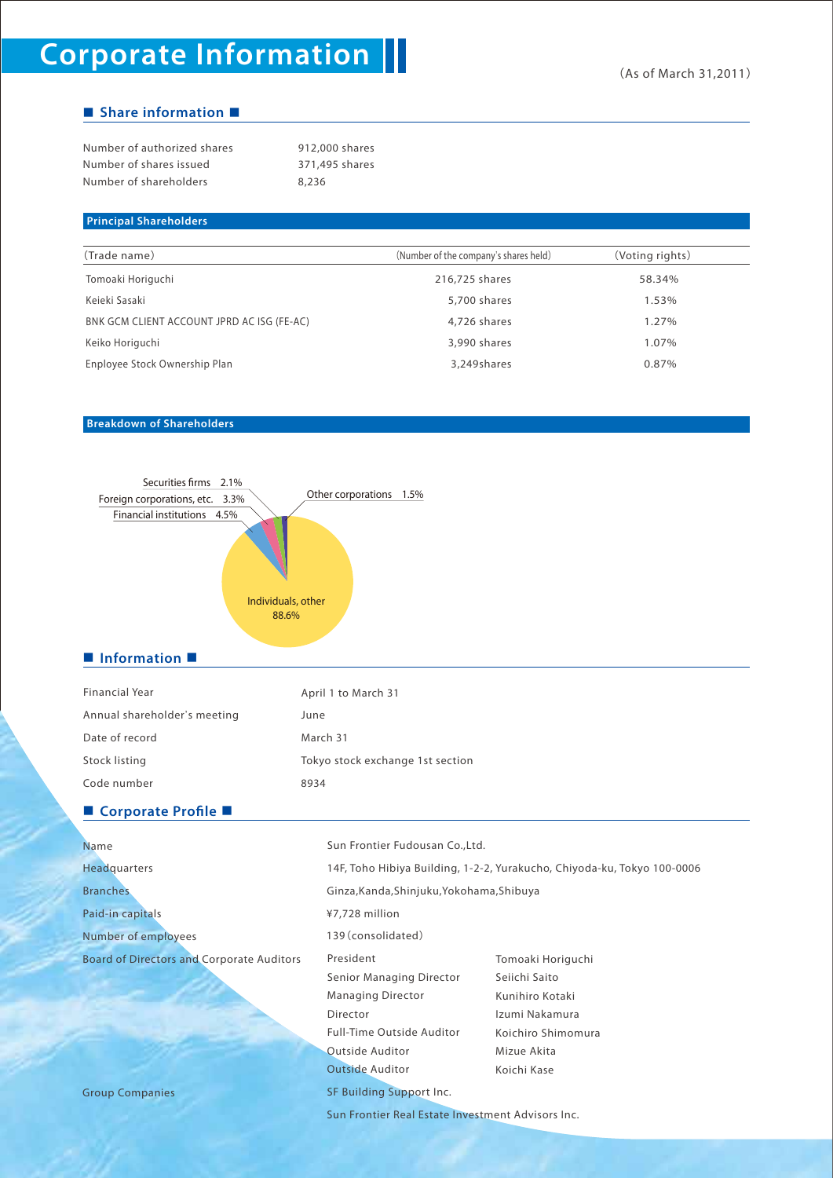# Corporate Information

(As of March 31,2011)

## ■ Share information ■

| | |
|---|---|
| Number of authorized shares | 912,000 shares |
| Number of shares issued | 371,495 shares |
| Number of shareholders | 8,236 |

### Principal Shareholders

| (Trade name) | (Number of the company's shares held) | (Voting rights) |
|---|---|---|
| Tomoaki Horiguchi | 216,725 shares | 58.34% |
| Keieki Sasaki | 5,700 shares | 1.53% |
| BNK GCM CLIENT ACCOUNT JPRD AC ISG (FE-AC) | 4,726 shares | 1.27% |
| Keiko Horiguchi | 3,990 shares | 1.07% |
| Enployee Stock Ownership Plan | 3,249shares | 0.87% |

### Breakdown of Shareholders

Securities firms 2.1%
Foreign corporations, etc. 3.3%
Financial institutions 4.5%
Other corporations 1.5%
Individuals, other 88.6%

## ■ Information ■

| | |
|---|---|
| Financial Year | April 1 to March 31 |
| Annual shareholder's meeting | June |
| Date of record | March 31 |
| Stock listing | Tokyo stock exchange 1st section |
| Code number | 8934 |

## ■ Corporate Profile ■

| | | |
|---|---|---|
| Name | Sun Frontier Fudousan Co.,Ltd. | |
| Headquarters | 14F, Toho Hibiya Building, 1-2-2, Yurakucho, Chiyoda-ku, Tokyo 100-0006 | |
| Branches | Ginza,Kanda,Shinjuku,Yokohama,Shibuya | |
| Paid-in capitals | ¥7,728 million | |
| Number of employees | 139 (consolidated) | |
| Board of Directors and Corporate Auditors | President | Tomoaki Horiguchi |
| | Senior Managing Director | Seiichi Saito |
| | Managing Director | Kunihiro Kotaki |
| | Director | Izumi Nakamura |
| | Full-Time Outside Auditor | Koichiro Shimomura |
| | Outside Auditor | Mizue Akita |
| | Outside Auditor | Koichi Kase |
| Group Companies | SF Building Support Inc. | |
| | Sun Frontier Real Estate Investment Advisors Inc. | |